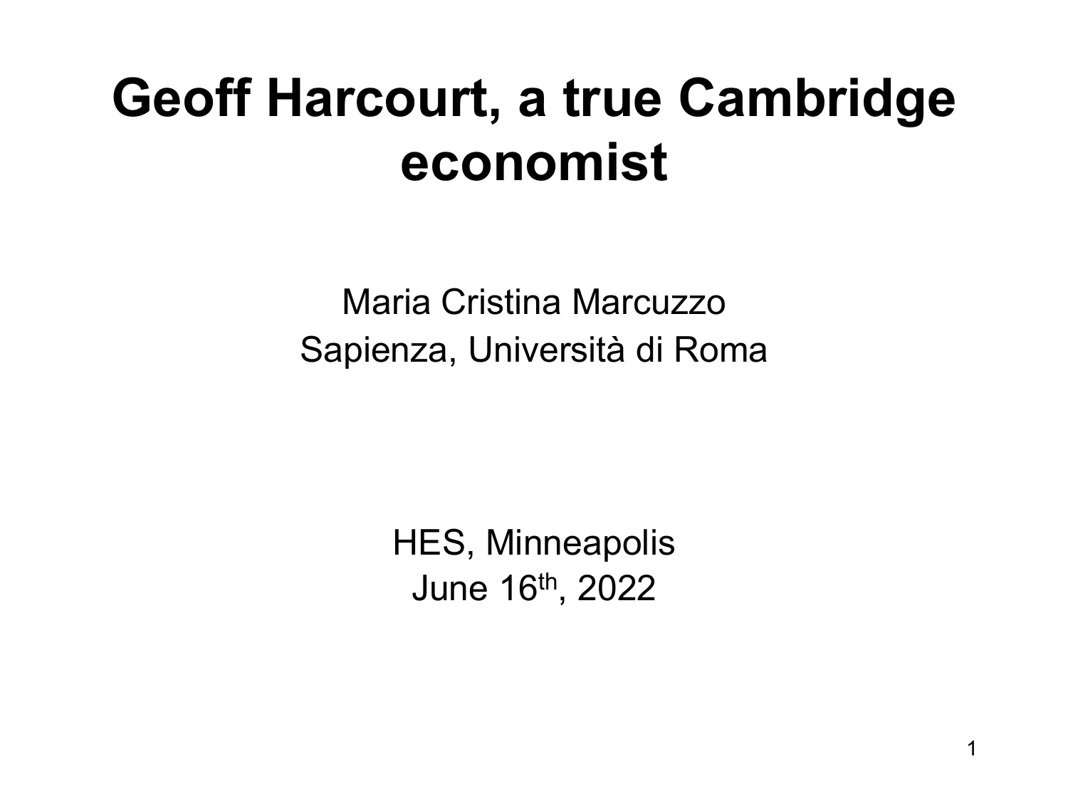# Geoff Harcourt, a true Cambridge economist

Maria Cristina Marcuzzo
Sapienza, Università di Roma

HES, Minneapolis
June 16th, 2022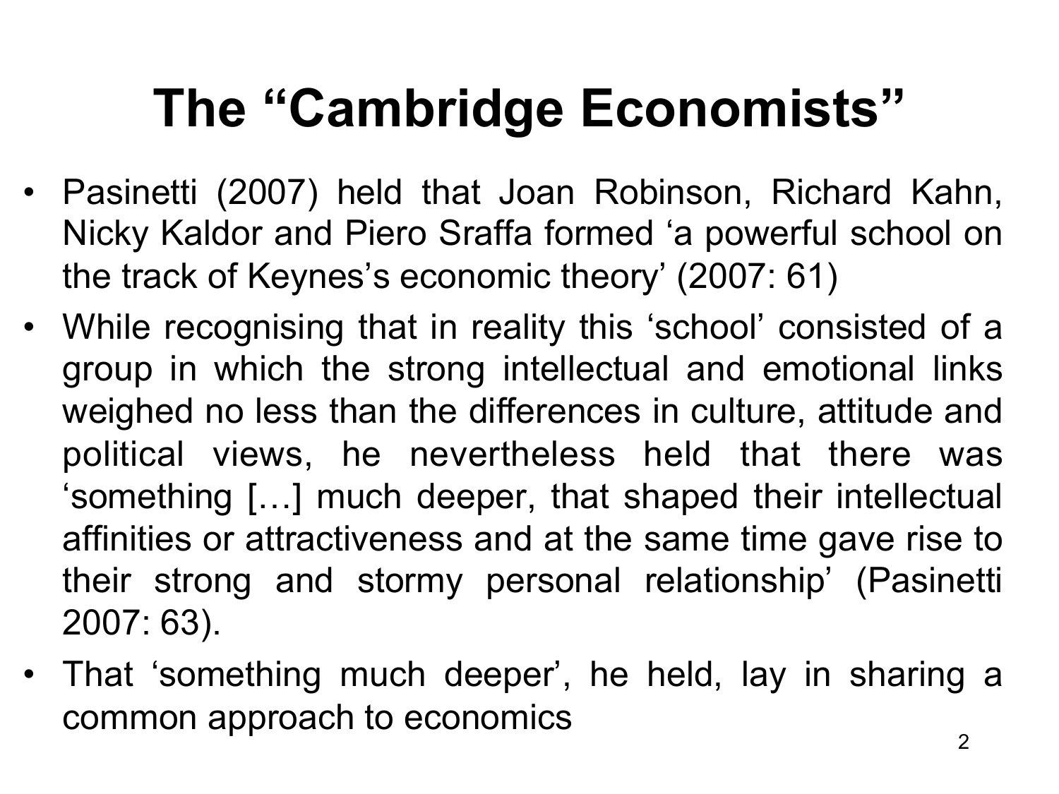# The "Cambridge Economists"

- Pasinetti (2007) held that Joan Robinson, Richard Kahn, Nicky Kaldor and Piero Sraffa formed 'a powerful school on the track of Keynes's economic theory' (2007: 61)
- While recognising that in reality this 'school' consisted of a group in which the strong intellectual and emotional links weighed no less than the differences in culture, attitude and political views, he nevertheless held that there was 'something […] much deeper, that shaped their intellectual affinities or attractiveness and at the same time gave rise to their strong and stormy personal relationship' (Pasinetti 2007: 63).
- That 'something much deeper', he held, lay in sharing a common approach to economics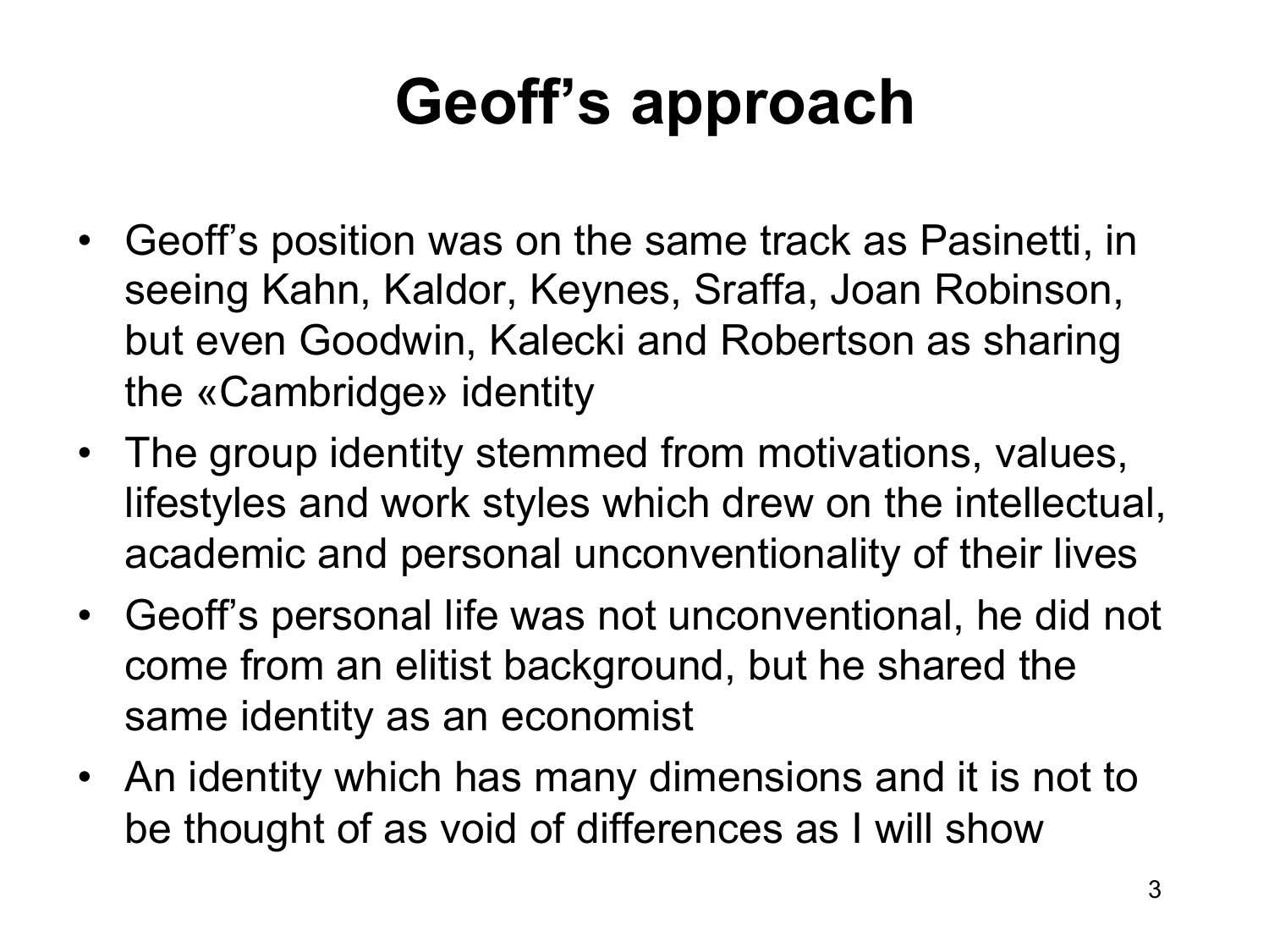# Geoff's approach

- Geoff's position was on the same track as Pasinetti, in seeing Kahn, Kaldor, Keynes, Sraffa, Joan Robinson, but even Goodwin, Kalecki and Robertson as sharing the «Cambridge» identity
- The group identity stemmed from motivations, values, lifestyles and work styles which drew on the intellectual, academic and personal unconventionality of their lives
- Geoff's personal life was not unconventional, he did not come from an elitist background, but he shared the same identity as an economist
- An identity which has many dimensions and it is not to be thought of as void of differences as I will show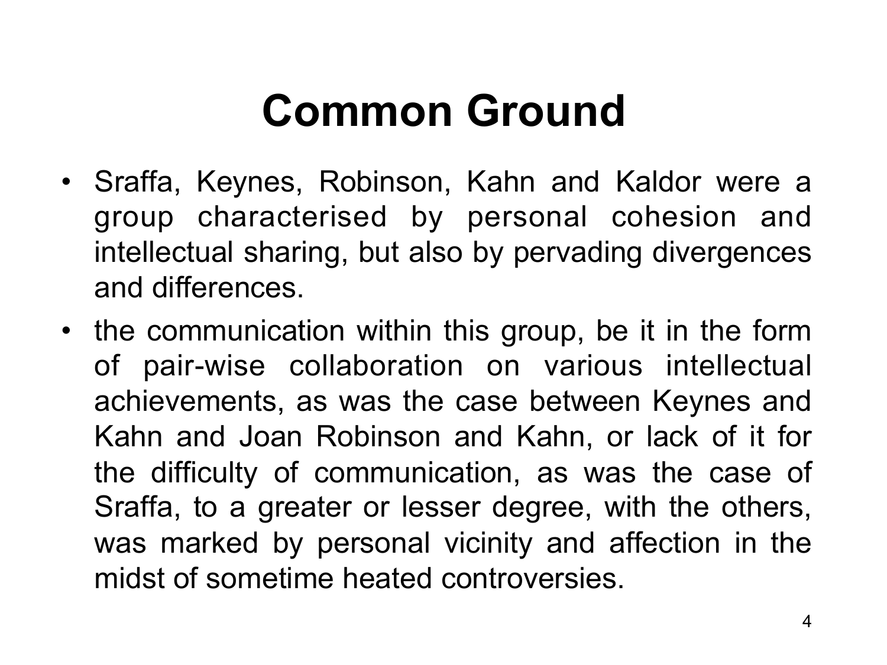# Common Ground

- Sraffa, Keynes, Robinson, Kahn and Kaldor were a group characterised by personal cohesion and intellectual sharing, but also by pervading divergences and differences.
- the communication within this group, be it in the form of pair-wise collaboration on various intellectual achievements, as was the case between Keynes and Kahn and Joan Robinson and Kahn, or lack of it for the difficulty of communication, as was the case of Sraffa, to a greater or lesser degree, with the others, was marked by personal vicinity and affection in the midst of sometime heated controversies.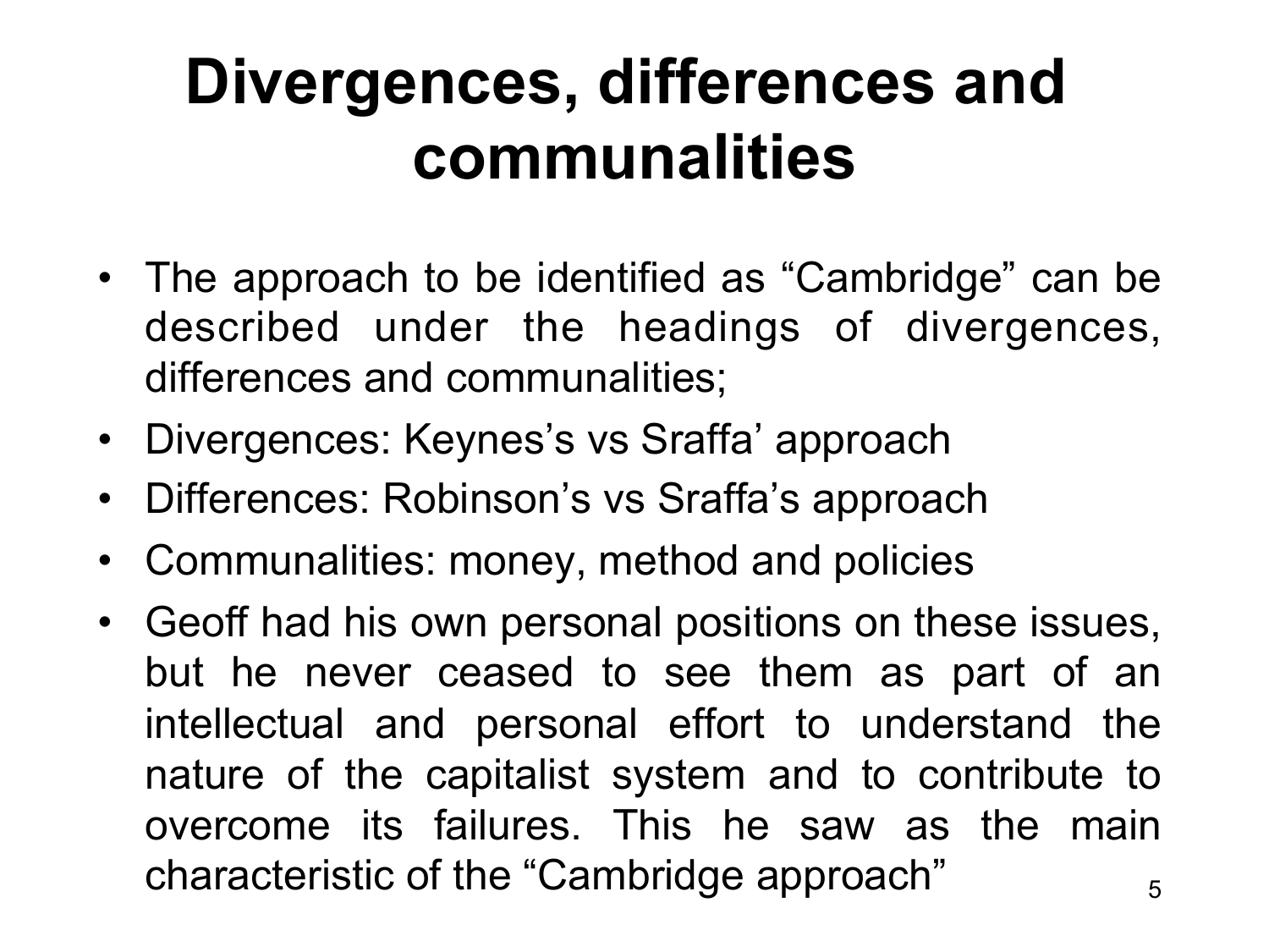# Divergences, differences and communalities

- The approach to be identified as "Cambridge" can be described under the headings of divergences, differences and communalities;
- Divergences: Keynes's vs Sraffa' approach
- Differences: Robinson's vs Sraffa's approach
- Communalities: money, method and policies
- Geoff had his own personal positions on these issues, but he never ceased to see them as part of an intellectual and personal effort to understand the nature of the capitalist system and to contribute to overcome its failures. This he saw as the main characteristic of the "Cambridge approach"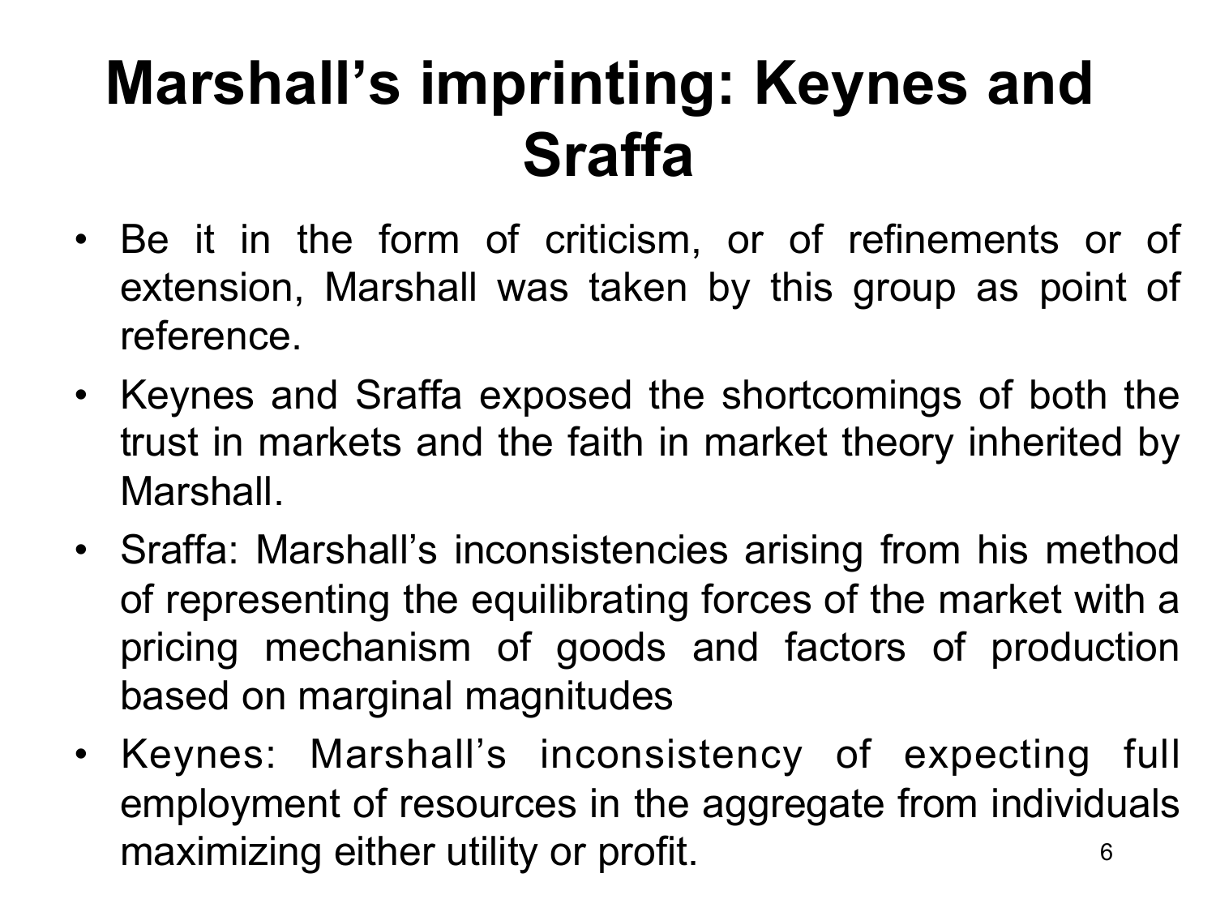# Marshall's imprinting: Keynes and Sraffa

- Be it in the form of criticism, or of refinements or of extension, Marshall was taken by this group as point of reference.
- Keynes and Sraffa exposed the shortcomings of both the trust in markets and the faith in market theory inherited by Marshall.
- Sraffa: Marshall's inconsistencies arising from his method of representing the equilibrating forces of the market with a pricing mechanism of goods and factors of production based on marginal magnitudes
- Keynes: Marshall's inconsistency of expecting full employment of resources in the aggregate from individuals maximizing either utility or profit.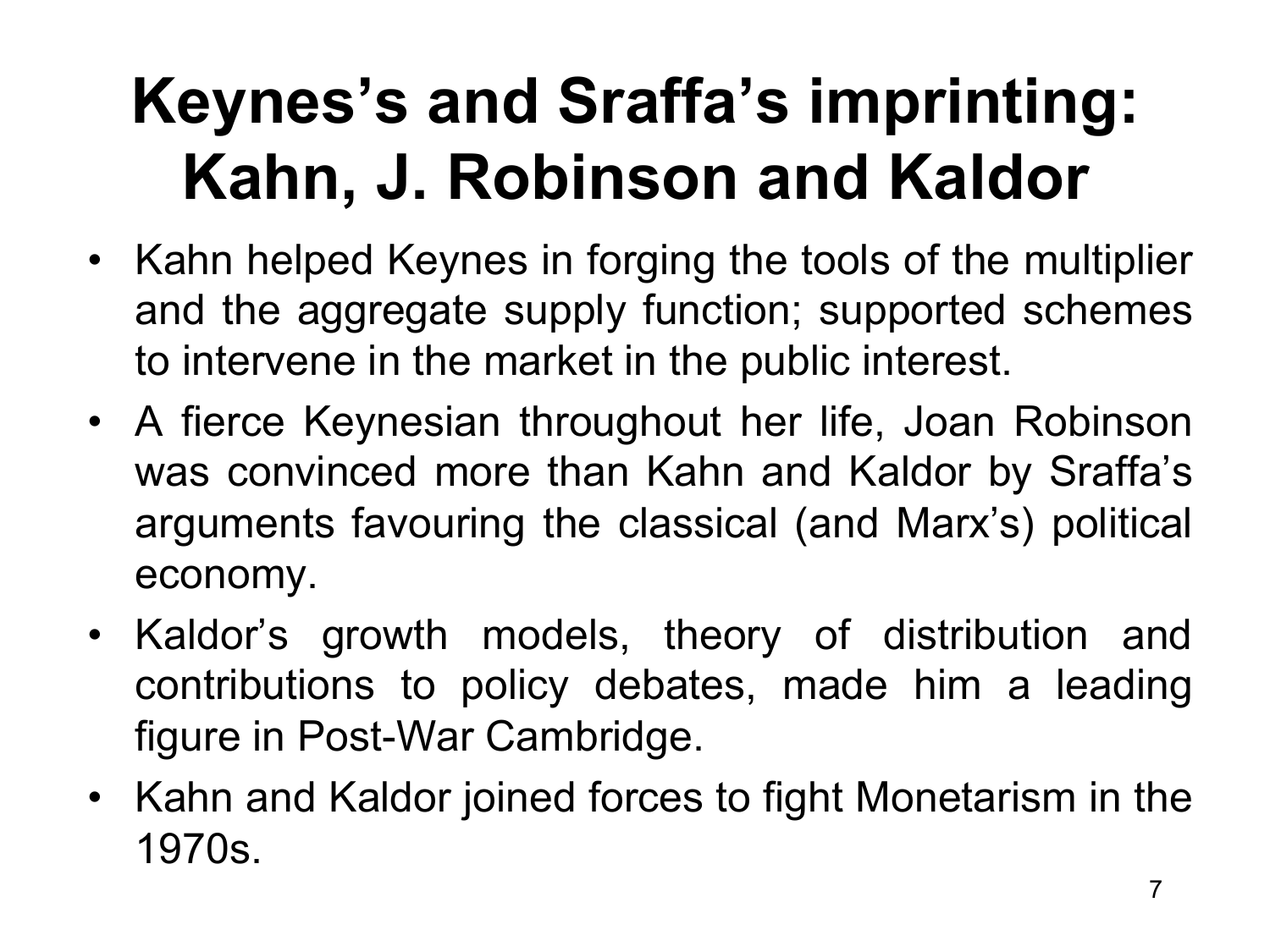# Keynes's and Sraffa's imprinting: Kahn, J. Robinson and Kaldor

- Kahn helped Keynes in forging the tools of the multiplier and the aggregate supply function; supported schemes to intervene in the market in the public interest.
- A fierce Keynesian throughout her life, Joan Robinson was convinced more than Kahn and Kaldor by Sraffa's arguments favouring the classical (and Marx's) political economy.
- Kaldor's growth models, theory of distribution and contributions to policy debates, made him a leading figure in Post-War Cambridge.
- Kahn and Kaldor joined forces to fight Monetarism in the 1970s.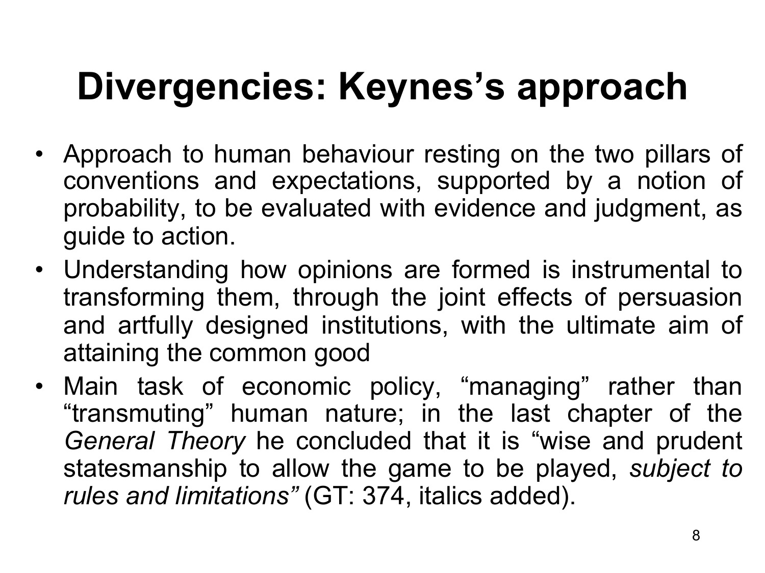# Divergencies: Keynes's approach

- Approach to human behaviour resting on the two pillars of conventions and expectations, supported by a notion of probability, to be evaluated with evidence and judgment, as guide to action.
- Understanding how opinions are formed is instrumental to transforming them, through the joint effects of persuasion and artfully designed institutions, with the ultimate aim of attaining the common good
- Main task of economic policy, "managing" rather than "transmuting" human nature; in the last chapter of the *General Theory* he concluded that it is "wise and prudent statesmanship to allow the game to be played, *subject to rules and limitations"* (GT: 374, italics added).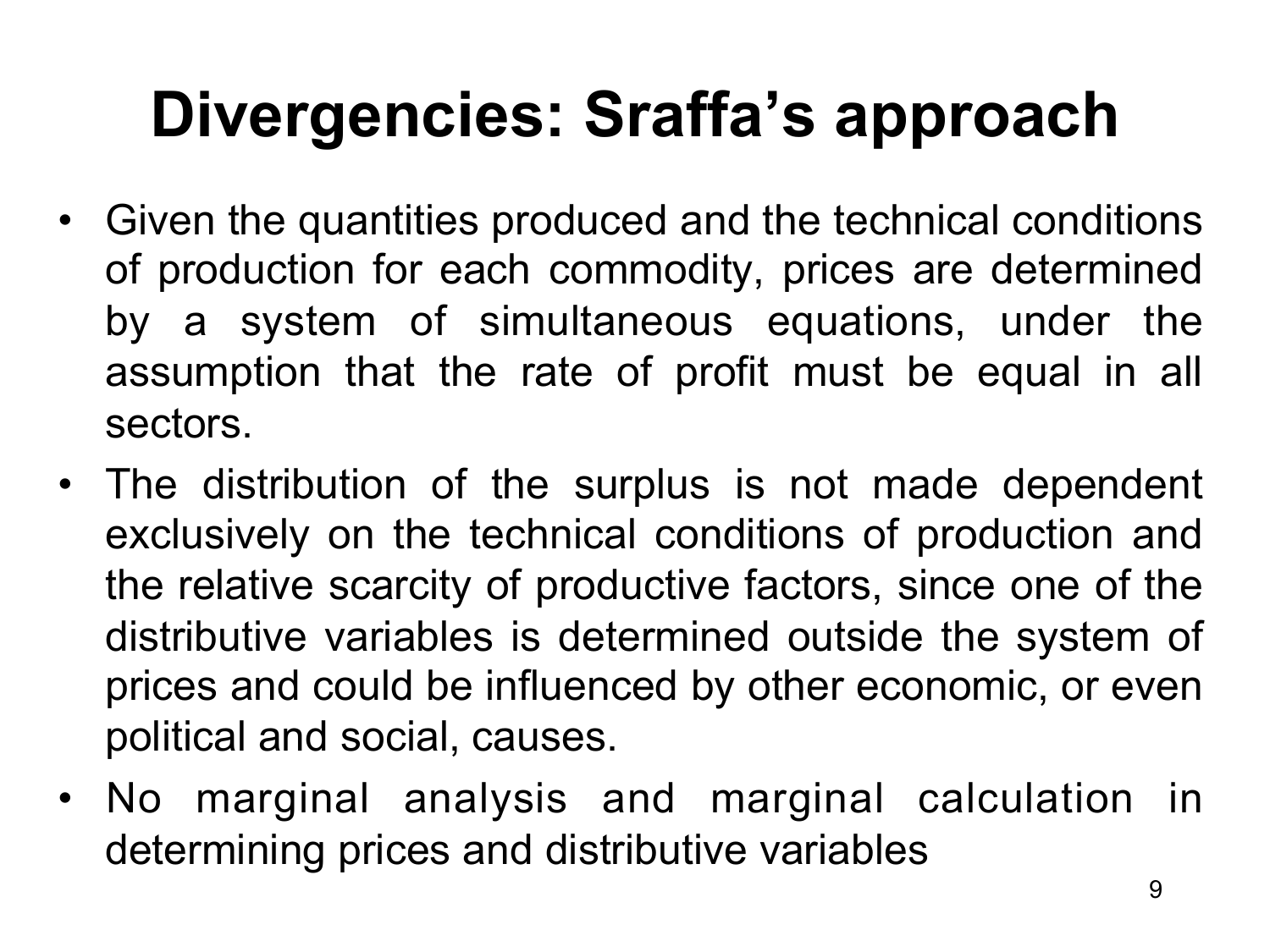# Divergencies: Sraffa's approach

- Given the quantities produced and the technical conditions of production for each commodity, prices are determined by a system of simultaneous equations, under the assumption that the rate of profit must be equal in all sectors.
- The distribution of the surplus is not made dependent exclusively on the technical conditions of production and the relative scarcity of productive factors, since one of the distributive variables is determined outside the system of prices and could be influenced by other economic, or even political and social, causes.
- No marginal analysis and marginal calculation in determining prices and distributive variables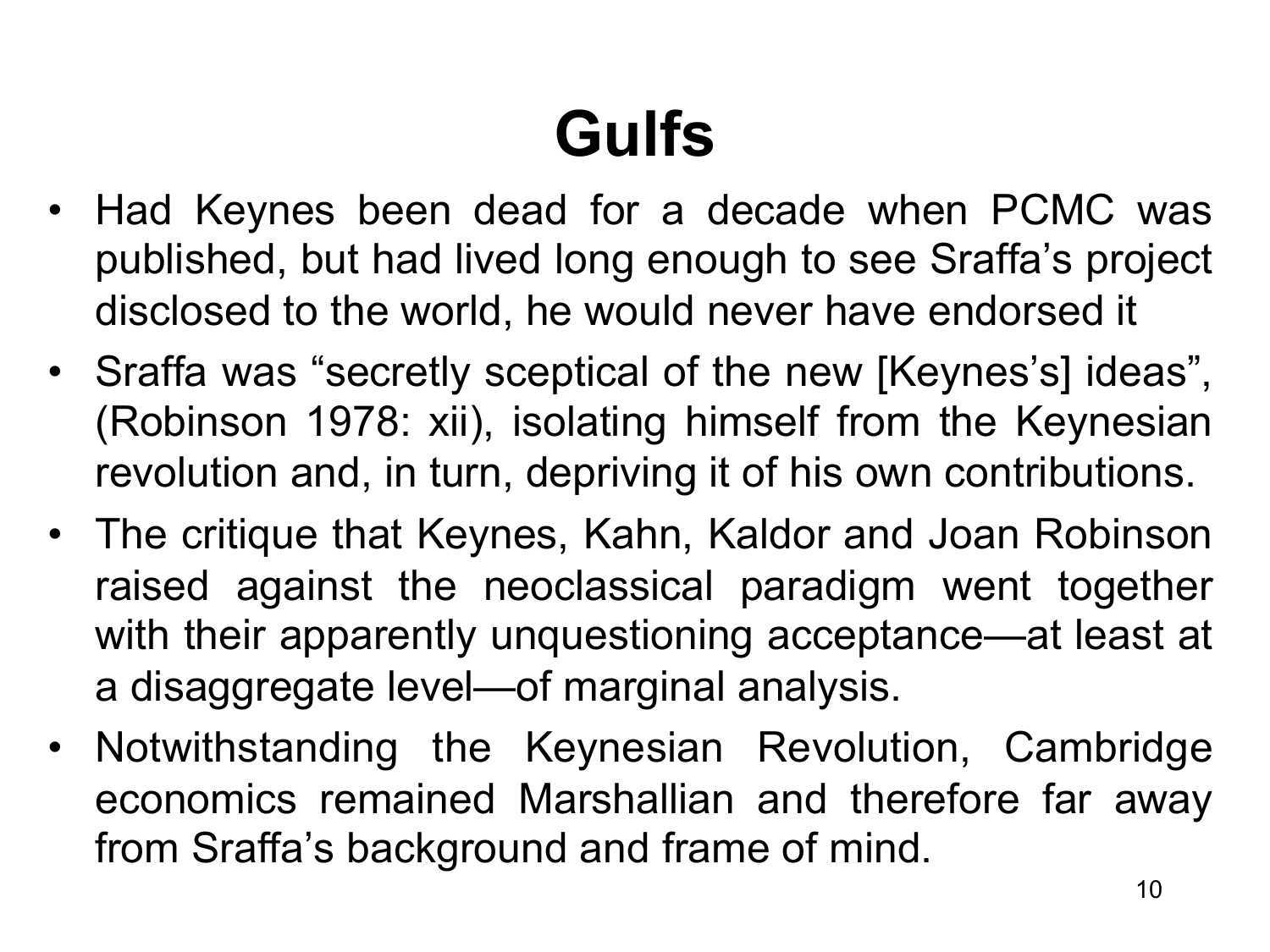# Gulfs

- Had Keynes been dead for a decade when PCMC was published, but had lived long enough to see Sraffa's project disclosed to the world, he would never have endorsed it
- Sraffa was "secretly sceptical of the new [Keynes's] ideas", (Robinson 1978: xii), isolating himself from the Keynesian revolution and, in turn, depriving it of his own contributions.
- The critique that Keynes, Kahn, Kaldor and Joan Robinson raised against the neoclassical paradigm went together with their apparently unquestioning acceptance—at least at a disaggregate level—of marginal analysis.
- Notwithstanding the Keynesian Revolution, Cambridge economics remained Marshallian and therefore far away from Sraffa's background and frame of mind.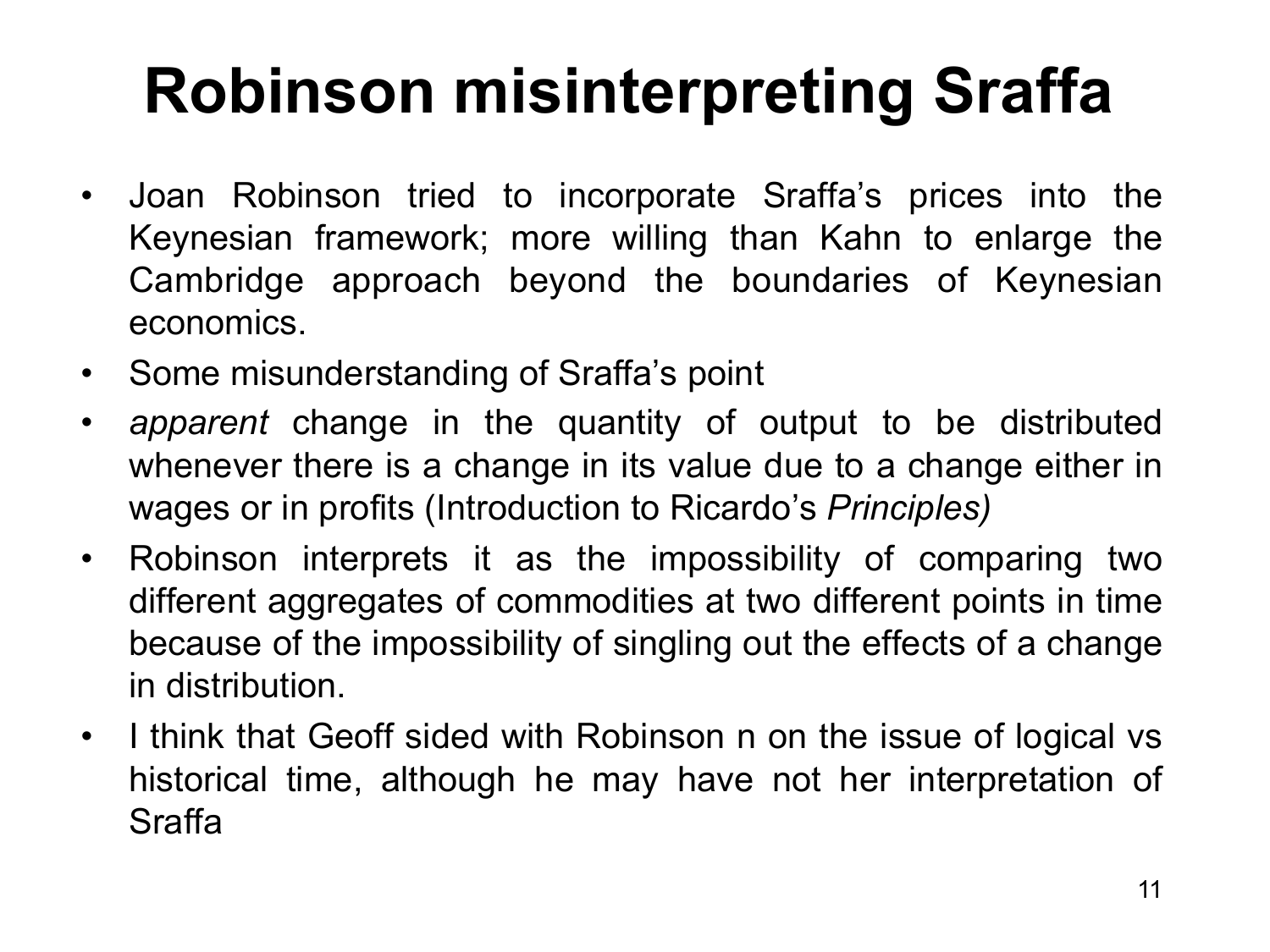# Robinson misinterpreting Sraffa

- Joan Robinson tried to incorporate Sraffa's prices into the Keynesian framework; more willing than Kahn to enlarge the Cambridge approach beyond the boundaries of Keynesian economics.
- Some misunderstanding of Sraffa's point
- *apparent* change in the quantity of output to be distributed whenever there is a change in its value due to a change either in wages or in profits (Introduction to Ricardo's *Principles)*
- Robinson interprets it as the impossibility of comparing two different aggregates of commodities at two different points in time because of the impossibility of singling out the effects of a change in distribution.
- I think that Geoff sided with Robinson n on the issue of logical vs historical time, although he may have not her interpretation of Sraffa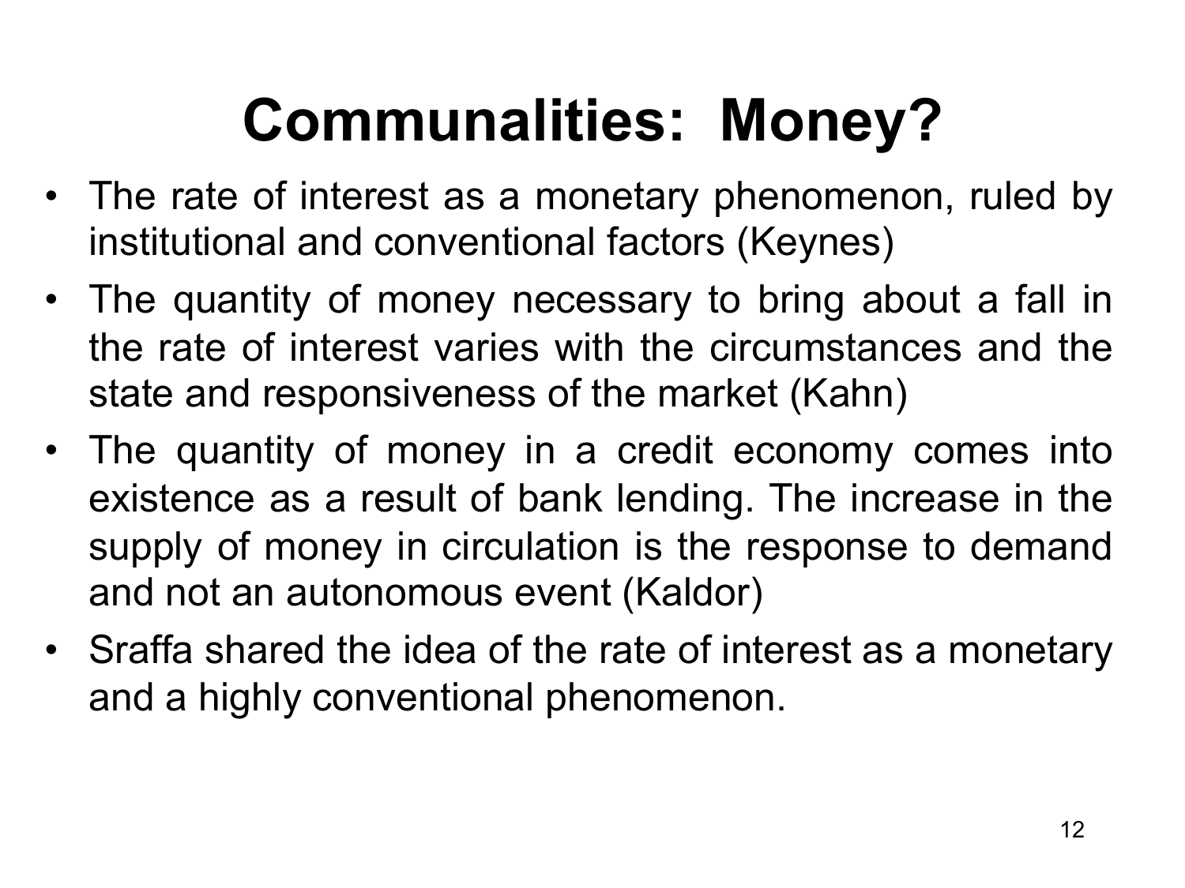# Communalities: Money?

- The rate of interest as a monetary phenomenon, ruled by institutional and conventional factors (Keynes)
- The quantity of money necessary to bring about a fall in the rate of interest varies with the circumstances and the state and responsiveness of the market (Kahn)
- The quantity of money in a credit economy comes into existence as a result of bank lending. The increase in the supply of money in circulation is the response to demand and not an autonomous event (Kaldor)
- Sraffa shared the idea of the rate of interest as a monetary and a highly conventional phenomenon.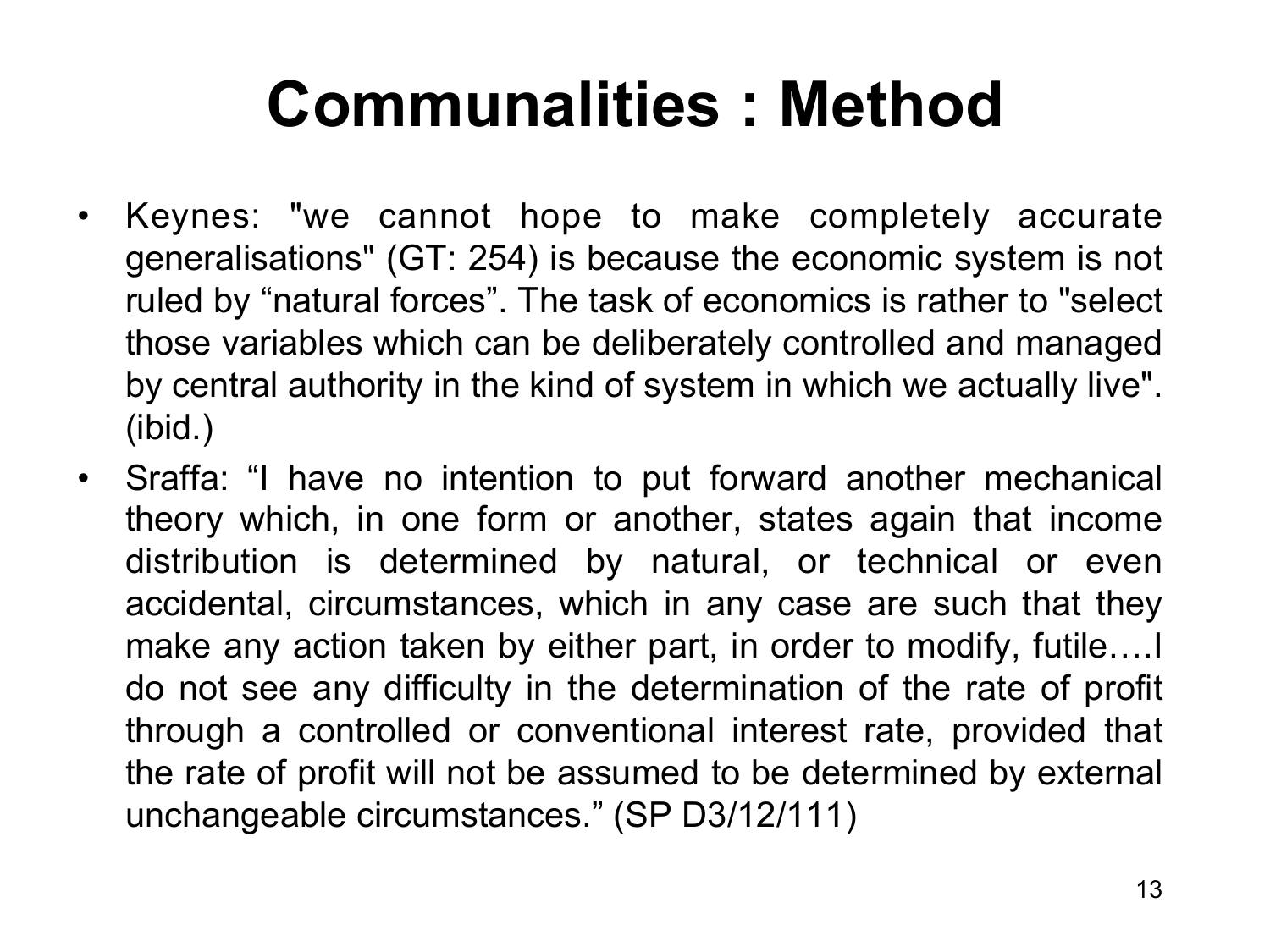# Communalities : Method

- Keynes: "we cannot hope to make completely accurate generalisations" (GT: 254) is because the economic system is not ruled by “natural forces”. The task of economics is rather to "select those variables which can be deliberately controlled and managed by central authority in the kind of system in which we actually live". (ibid.)
- Sraffa: “I have no intention to put forward another mechanical theory which, in one form or another, states again that income distribution is determined by natural, or technical or even accidental, circumstances, which in any case are such that they make any action taken by either part, in order to modify, futile….I do not see any difficulty in the determination of the rate of profit through a controlled or conventional interest rate, provided that the rate of profit will not be assumed to be determined by external unchangeable circumstances.” (SP D3/12/111)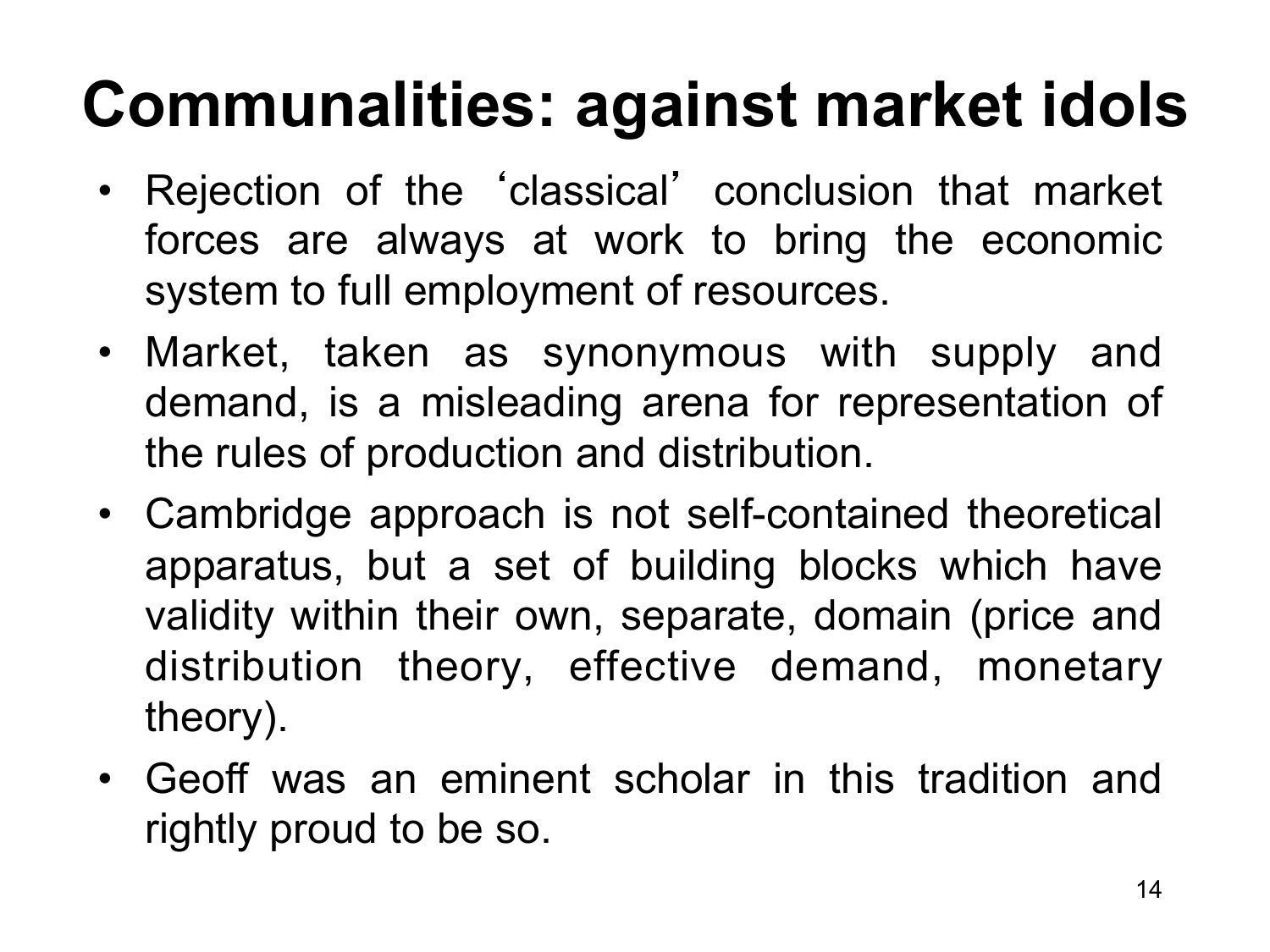# Communalities: against market idols

- Rejection of the ‘classical’ conclusion that market forces are always at work to bring the economic system to full employment of resources.
- Market, taken as synonymous with supply and demand, is a misleading arena for representation of the rules of production and distribution.
- Cambridge approach is not self-contained theoretical apparatus, but a set of building blocks which have validity within their own, separate, domain (price and distribution theory, effective demand, monetary theory).
- Geoff was an eminent scholar in this tradition and rightly proud to be so.